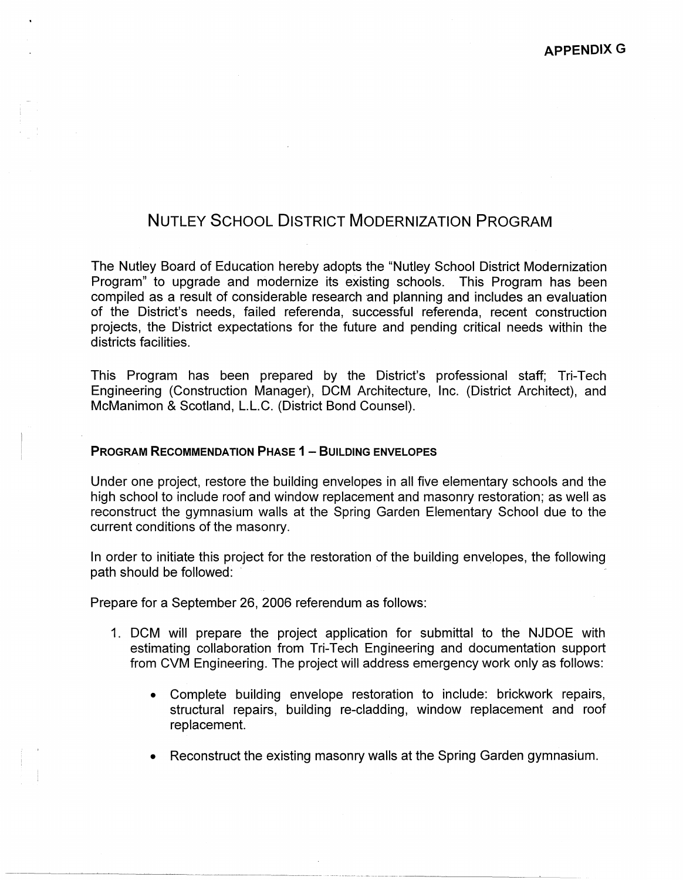**APPENDIX G**

# Nutley School District Modernization Program

The Nutley Board of Education hereby adopts the "Nutley School District Modernization Program" to upgrade and modernize its existing schools. This Program has been compiled as a result of considerable research and planning and includes an evaluation of the District's needs, failed referenda, successful referenda, recent construction projects, the District expectations for the future and pending critical needs within the districts facilities.

This Program has been prepared by the District's professional staff; Tri-Tech Engineering (Construction Manager), DCM Architecture, Inc. (District Architect), and McManimon & Scotland, L.L.C. (District Bond Counsel).

## Program Recommendation Phase 1 – Building Envelopes

Under one project, restore the building envelopes in all five elementary schools and the high school to include roof and window replacement and masonry restoration; as well as reconstruct the gymnasium walls at the Spring Garden Elementary School due to the current conditions of the masonry.

In order to initiate this project for the restoration of the building envelopes, the following path should be followed:

Prepare for a September 26, 2006 referendum as follows:

1. DCM will prepare the project application for submittal to the NJDOE with estimating collaboration from Tri-Tech Engineering and documentation support from CVM Engineering. The project will address emergency work only as follows:

    - Complete building envelope restoration to include: brickwork repairs, structural repairs, building re-cladding, window replacement and roof replacement.

    - Reconstruct the existing masonry walls at the Spring Garden gymnasium.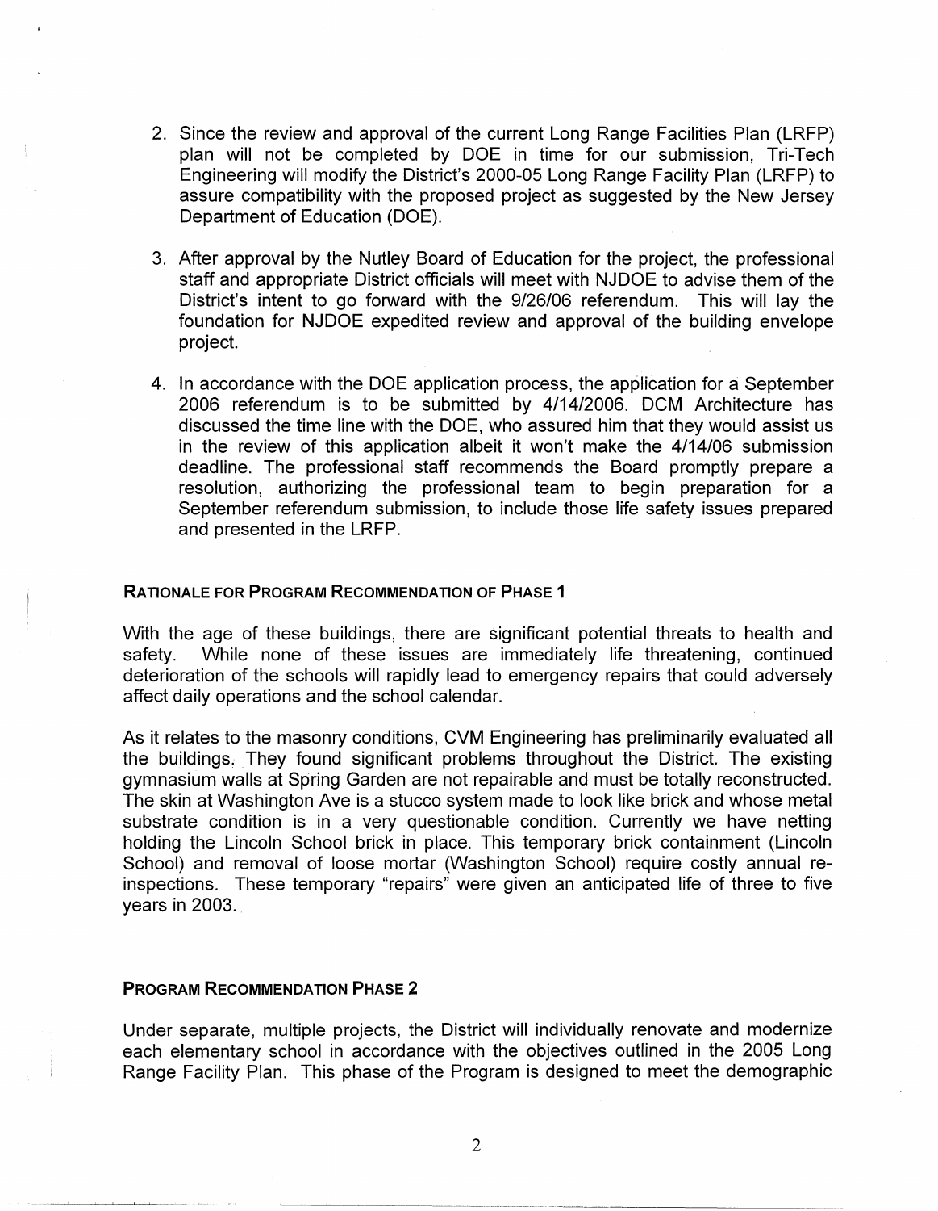2. Since the review and approval of the current Long Range Facilities Plan (LRFP) plan will not be completed by DOE in time for our submission, Tri-Tech Engineering will modify the District's 2000-05 Long Range Facility Plan (LRFP) to assure compatibility with the proposed project as suggested by the New Jersey Department of Education (DOE).

3. After approval by the Nutley Board of Education for the project, the professional staff and appropriate District officials will meet with NJDOE to advise them of the District's intent to go forward with the 9/26/06 referendum. This will lay the foundation for NJDOE expedited review and approval of the building envelope project.

4. In accordance with the DOE application process, the application for a September 2006 referendum is to be submitted by 4/14/2006. DCM Architecture has discussed the time line with the DOE, who assured him that they would assist us in the review of this application albeit it won't make the 4/14/06 submission deadline. The professional staff recommends the Board promptly prepare a resolution, authorizing the professional team to begin preparation for a September referendum submission, to include those life safety issues prepared and presented in the LRFP.

### RATIONALE FOR PROGRAM RECOMMENDATION OF PHASE 1

With the age of these buildings, there are significant potential threats to health and safety. While none of these issues are immediately life threatening, continued deterioration of the schools will rapidly lead to emergency repairs that could adversely affect daily operations and the school calendar.

As it relates to the masonry conditions, CVM Engineering has preliminarily evaluated all the buildings. They found significant problems throughout the District. The existing gymnasium walls at Spring Garden are not repairable and must be totally reconstructed. The skin at Washington Ave is a stucco system made to look like brick and whose metal substrate condition is in a very questionable condition. Currently we have netting holding the Lincoln School brick in place. This temporary brick containment (Lincoln School) and removal of loose mortar (Washington School) require costly annual re-inspections. These temporary "repairs" were given an anticipated life of three to five years in 2003.

### PROGRAM RECOMMENDATION PHASE 2

Under separate, multiple projects, the District will individually renovate and modernize each elementary school in accordance with the objectives outlined in the 2005 Long Range Facility Plan. This phase of the Program is designed to meet the demographic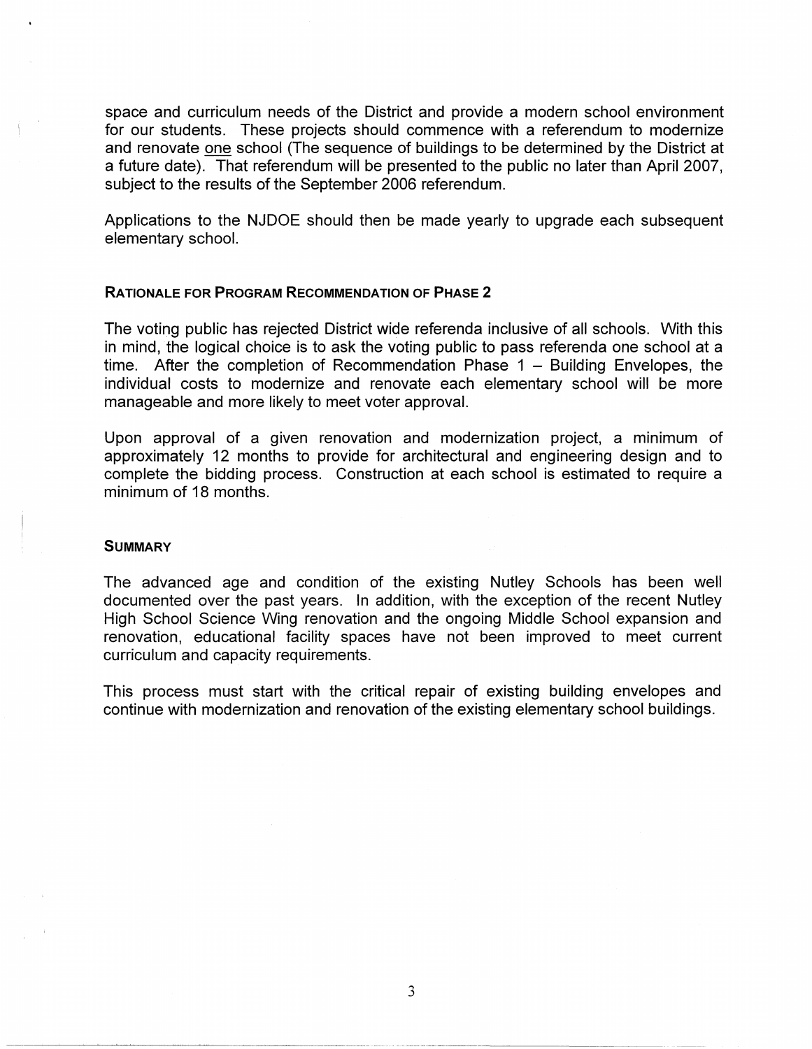space and curriculum needs of the District and provide a modern school environment for our students. These projects should commence with a referendum to modernize and renovate one school (The sequence of buildings to be determined by the District at a future date). That referendum will be presented to the public no later than April 2007, subject to the results of the September 2006 referendum.

Applications to the NJDOE should then be made yearly to upgrade each subsequent elementary school.

### RATIONALE FOR PROGRAM RECOMMENDATION OF PHASE 2

The voting public has rejected District wide referenda inclusive of all schools. With this in mind, the logical choice is to ask the voting public to pass referenda one school at a time. After the completion of Recommendation Phase 1 – Building Envelopes, the individual costs to modernize and renovate each elementary school will be more manageable and more likely to meet voter approval.

Upon approval of a given renovation and modernization project, a minimum of approximately 12 months to provide for architectural and engineering design and to complete the bidding process. Construction at each school is estimated to require a minimum of 18 months.

### SUMMARY

The advanced age and condition of the existing Nutley Schools has been well documented over the past years. In addition, with the exception of the recent Nutley High School Science Wing renovation and the ongoing Middle School expansion and renovation, educational facility spaces have not been improved to meet current curriculum and capacity requirements.

This process must start with the critical repair of existing building envelopes and continue with modernization and renovation of the existing elementary school buildings.